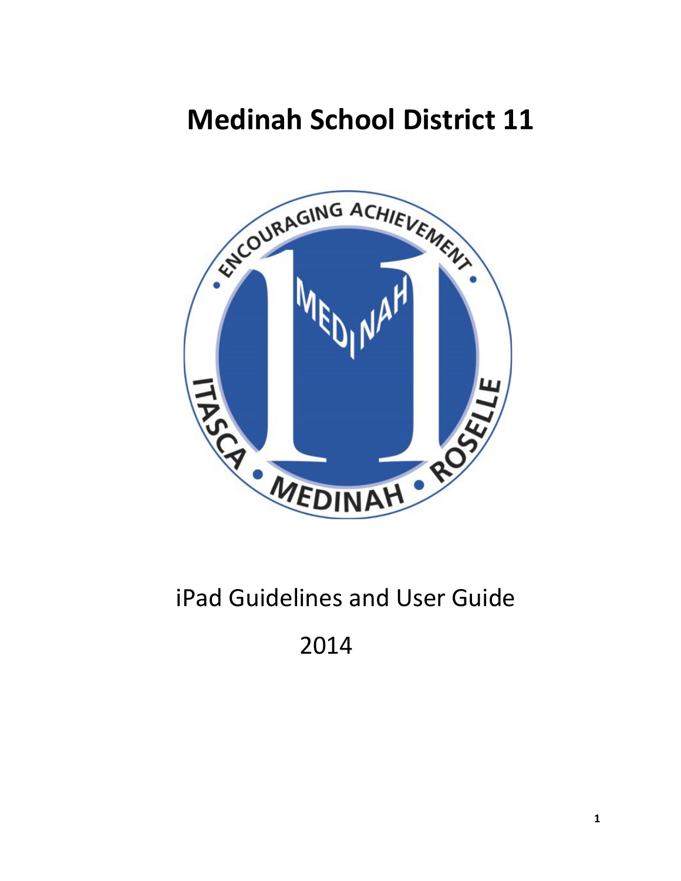# Medinah School District 11

iPad Guidelines and User Guide

2014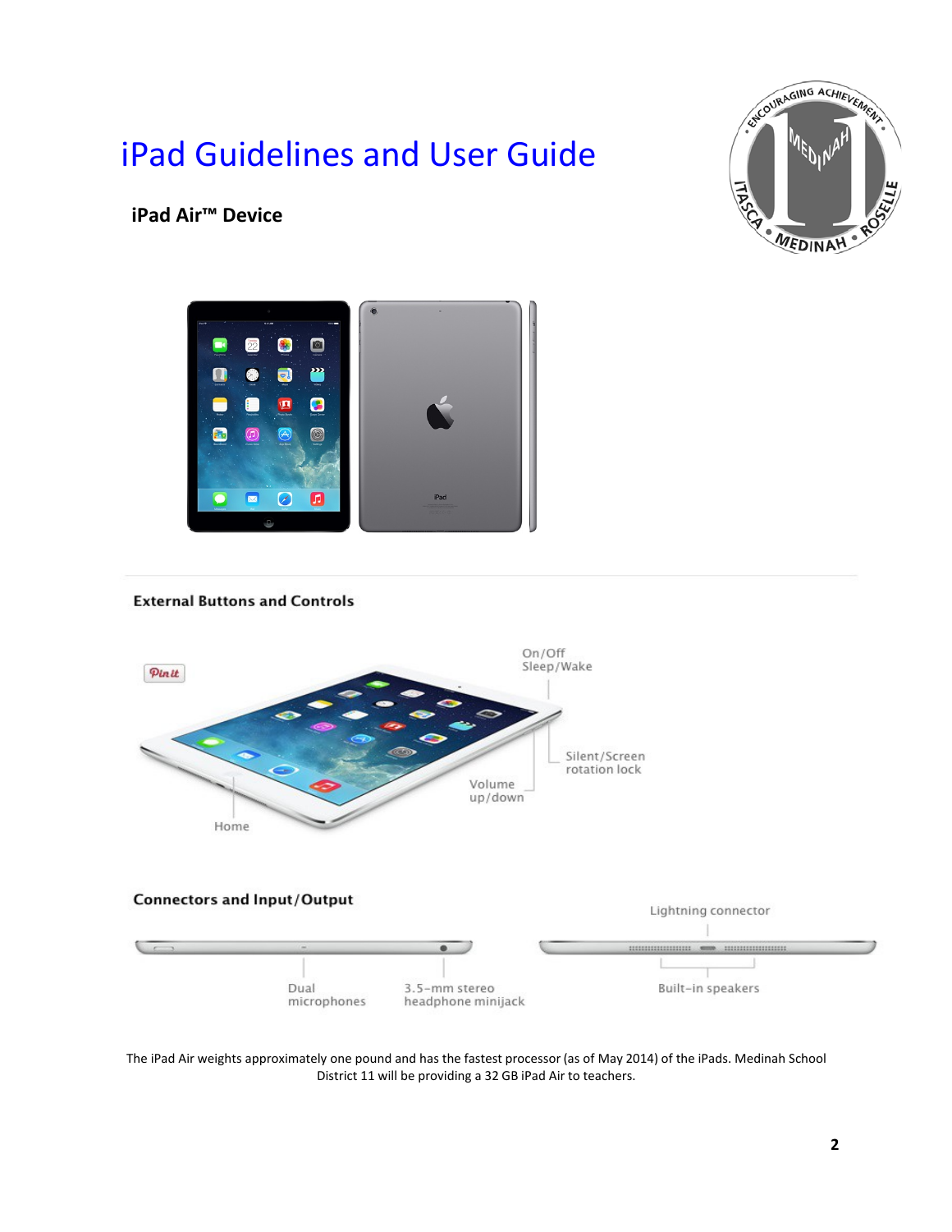# iPad Guidelines and User Guide

## iPad Air™ Device

### External Buttons and Controls

On/Off Sleep/Wake

Silent/Screen rotation lock

Volume up/down

Home

### Connectors and Input/Output

Lightning connector

Dual microphones

3.5-mm stereo headphone minijack

Built-in speakers

The iPad Air weights approximately one pound and has the fastest processor (as of May 2014) of the iPads. Medinah School District 11 will be providing a 32 GB iPad Air to teachers.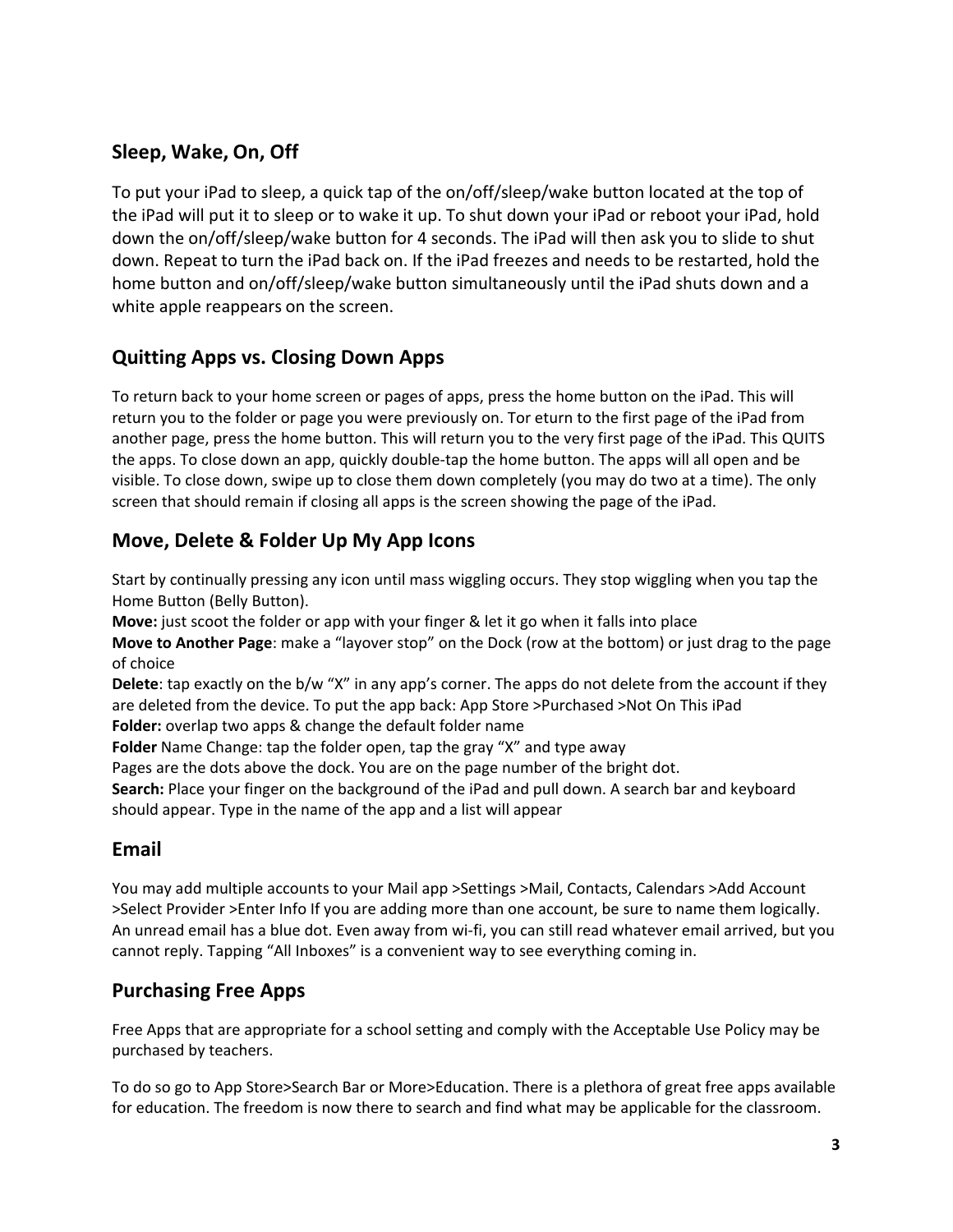## Sleep, Wake, On, Off

To put your iPad to sleep, a quick tap of the on/off/sleep/wake button located at the top of the iPad will put it to sleep or to wake it up. To shut down your iPad or reboot your iPad, hold down the on/off/sleep/wake button for 4 seconds. The iPad will then ask you to slide to shut down. Repeat to turn the iPad back on. If the iPad freezes and needs to be restarted, hold the home button and on/off/sleep/wake button simultaneously until the iPad shuts down and a white apple reappears on the screen.

## Quitting Apps vs. Closing Down Apps

To return back to your home screen or pages of apps, press the home button on the iPad. This will return you to the folder or page you were previously on. Tor eturn to the first page of the iPad from another page, press the home button. This will return you to the very first page of the iPad. This QUITS the apps. To close down an app, quickly double-tap the home button. The apps will all open and be visible. To close down, swipe up to close them down completely (you may do two at a time). The only screen that should remain if closing all apps is the screen showing the page of the iPad.

## Move, Delete & Folder Up My App Icons

Start by continually pressing any icon until mass wiggling occurs. They stop wiggling when you tap the Home Button (Belly Button).

**Move:** just scoot the folder or app with your finger & let it go when it falls into place

**Move to Another Page**: make a "layover stop" on the Dock (row at the bottom) or just drag to the page of choice

**Delete**: tap exactly on the b/w "X" in any app's corner. The apps do not delete from the account if they are deleted from the device. To put the app back: App Store >Purchased >Not On This iPad

**Folder:** overlap two apps & change the default folder name

**Folder** Name Change: tap the folder open, tap the gray "X" and type away

Pages are the dots above the dock. You are on the page number of the bright dot.

**Search:** Place your finger on the background of the iPad and pull down. A search bar and keyboard should appear. Type in the name of the app and a list will appear

## Email

You may add multiple accounts to your Mail app >Settings >Mail, Contacts, Calendars >Add Account >Select Provider >Enter Info If you are adding more than one account, be sure to name them logically. An unread email has a blue dot. Even away from wi-fi, you can still read whatever email arrived, but you cannot reply. Tapping "All Inboxes" is a convenient way to see everything coming in.

## Purchasing Free Apps

Free Apps that are appropriate for a school setting and comply with the Acceptable Use Policy may be purchased by teachers.

To do so go to App Store>Search Bar or More>Education. There is a plethora of great free apps available for education. The freedom is now there to search and find what may be applicable for the classroom.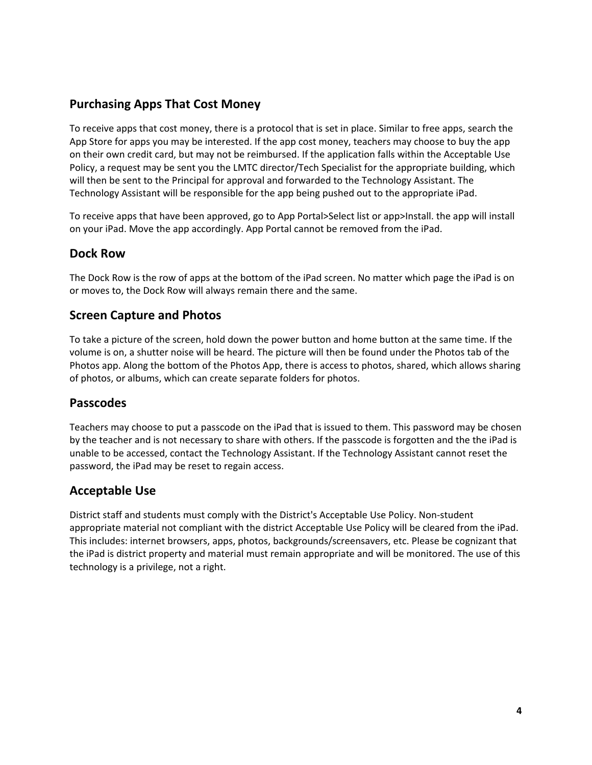## Purchasing Apps That Cost Money

To receive apps that cost money, there is a protocol that is set in place. Similar to free apps, search the App Store for apps you may be interested. If the app cost money, teachers may choose to buy the app on their own credit card, but may not be reimbursed. If the application falls within the Acceptable Use Policy, a request may be sent you the LMTC director/Tech Specialist for the appropriate building, which will then be sent to the Principal for approval and forwarded to the Technology Assistant. The Technology Assistant will be responsible for the app being pushed out to the appropriate iPad.

To receive apps that have been approved, go to App Portal>Select list or app>Install. the app will install on your iPad. Move the app accordingly. App Portal cannot be removed from the iPad.

## Dock Row

The Dock Row is the row of apps at the bottom of the iPad screen. No matter which page the iPad is on or moves to, the Dock Row will always remain there and the same.

## Screen Capture and Photos

To take a picture of the screen, hold down the power button and home button at the same time. If the volume is on, a shutter noise will be heard. The picture will then be found under the Photos tab of the Photos app. Along the bottom of the Photos App, there is access to photos, shared, which allows sharing of photos, or albums, which can create separate folders for photos.

## Passcodes

Teachers may choose to put a passcode on the iPad that is issued to them. This password may be chosen by the teacher and is not necessary to share with others. If the passcode is forgotten and the the iPad is unable to be accessed, contact the Technology Assistant. If the Technology Assistant cannot reset the password, the iPad may be reset to regain access.

## Acceptable Use

District staff and students must comply with the District's Acceptable Use Policy. Non-student appropriate material not compliant with the district Acceptable Use Policy will be cleared from the iPad. This includes: internet browsers, apps, photos, backgrounds/screensavers, etc. Please be cognizant that the iPad is district property and material must remain appropriate and will be monitored. The use of this technology is a privilege, not a right.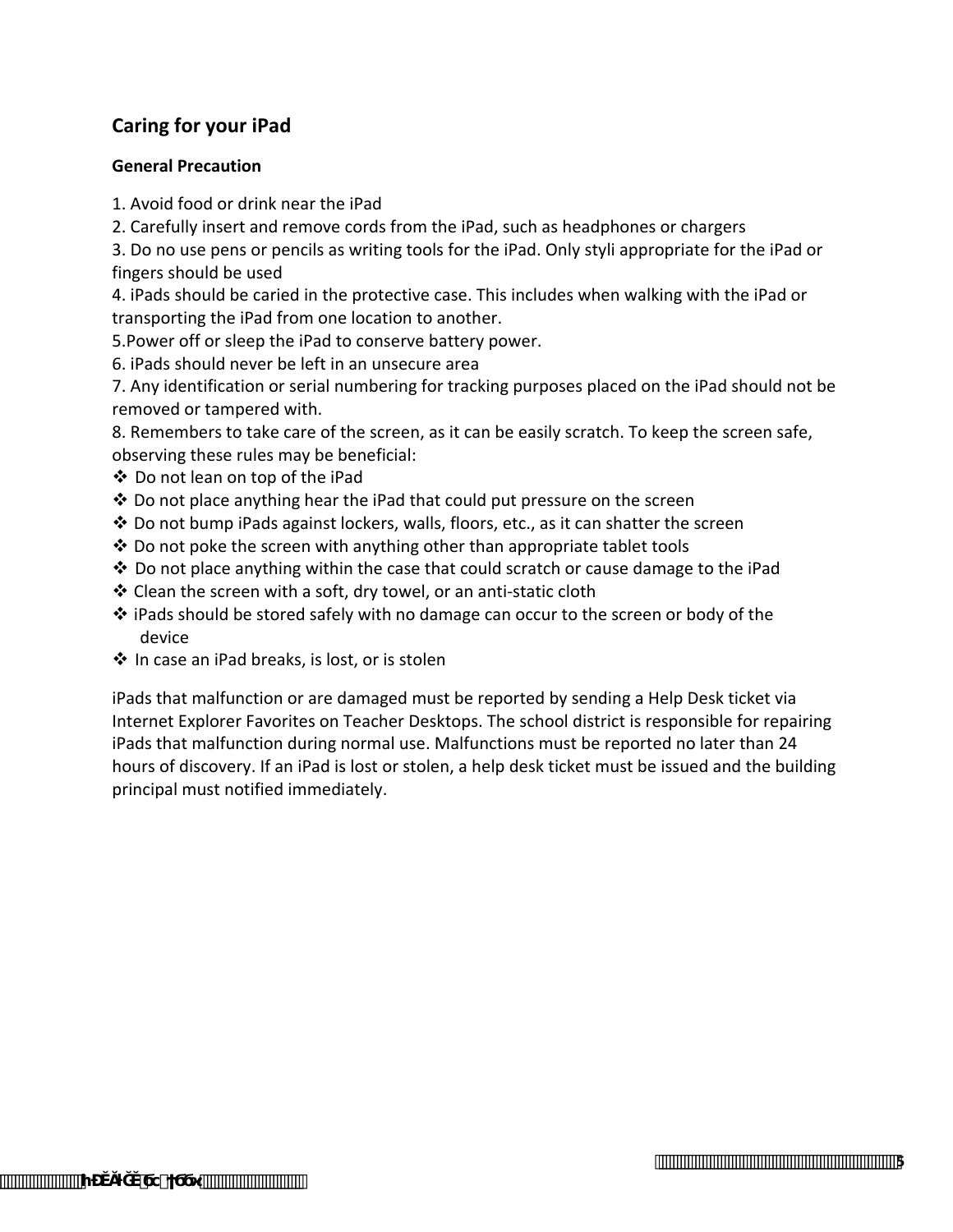## Caring for your iPad

### General Precaution

1. Avoid food or drink near the iPad
2. Carefully insert and remove cords from the iPad, such as headphones or chargers
3. Do no use pens or pencils as writing tools for the iPad. Only styli appropriate for the iPad or fingers should be used
4. iPads should be caried in the protective case. This includes when walking with the iPad or transporting the iPad from one location to another.
5. Power off or sleep the iPad to conserve battery power.
6. iPads should never be left in an unsecure area
7. Any identification or serial numbering for tracking purposes placed on the iPad should not be removed or tampered with.
8. Remembers to take care of the screen, as it can be easily scratch. To keep the screen safe, observing these rules may be beneficial:

- ❖ Do not lean on top of the iPad
- ❖ Do not place anything hear the iPad that could put pressure on the screen
- ❖ Do not bump iPads against lockers, walls, floors, etc., as it can shatter the screen
- ❖ Do not poke the screen with anything other than appropriate tablet tools
- ❖ Do not place anything within the case that could scratch or cause damage to the iPad
- ❖ Clean the screen with a soft, dry towel, or an anti-static cloth
- ❖ iPads should be stored safely with no damage can occur to the screen or body of the device
- ❖ In case an iPad breaks, is lost, or is stolen

iPads that malfunction or are damaged must be reported by sending a Help Desk ticket via Internet Explorer Favorites on Teacher Desktops. The school district is responsible for repairing iPads that malfunction during normal use. Malfunctions must be reported no later than 24 hours of discovery. If an iPad is lost or stolen, a help desk ticket must be issued and the building principal must notified immediately.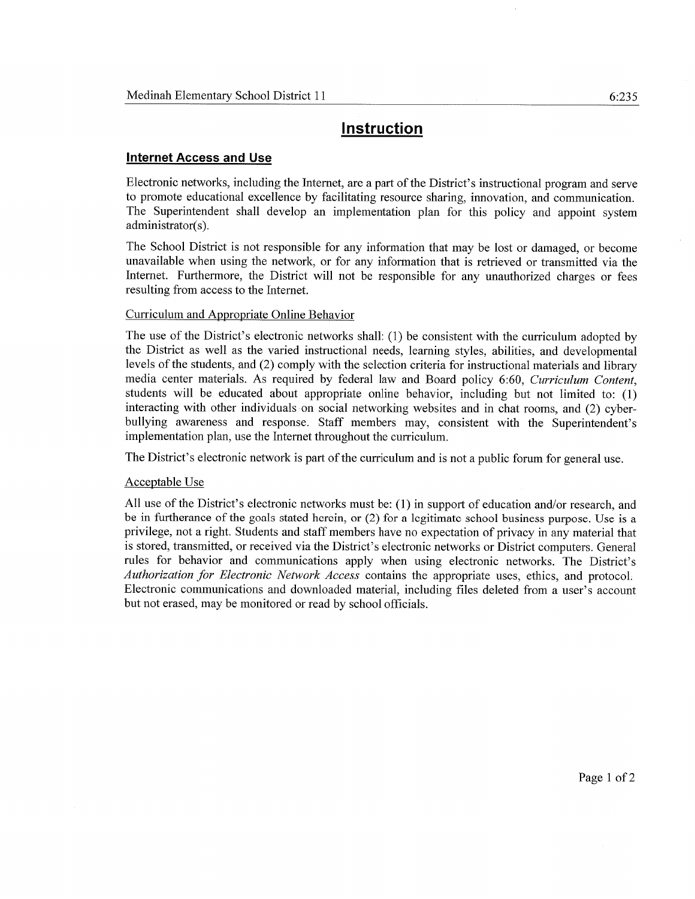# Instruction

## Internet Access and Use

Electronic networks, including the Internet, are a part of the District's instructional program and serve to promote educational excellence by facilitating resource sharing, innovation, and communication. The Superintendent shall develop an implementation plan for this policy and appoint system administrator(s).

The School District is not responsible for any information that may be lost or damaged, or become unavailable when using the network, or for any information that is retrieved or transmitted via the Internet. Furthermore, the District will not be responsible for any unauthorized charges or fees resulting from access to the Internet.

### Curriculum and Appropriate Online Behavior

The use of the District's electronic networks shall: (1) be consistent with the curriculum adopted by the District as well as the varied instructional needs, learning styles, abilities, and developmental levels of the students, and (2) comply with the selection criteria for instructional materials and library media center materials. As required by federal law and Board policy 6:60, *Curriculum Content*, students will be educated about appropriate online behavior, including but not limited to: (1) interacting with other individuals on social networking websites and in chat rooms, and (2) cyber-bullying awareness and response. Staff members may, consistent with the Superintendent's implementation plan, use the Internet throughout the curriculum.

The District's electronic network is part of the curriculum and is not a public forum for general use.

### Acceptable Use

All use of the District's electronic networks must be: (1) in support of education and/or research, and be in furtherance of the goals stated herein, or (2) for a legitimate school business purpose. Use is a privilege, not a right. Students and staff members have no expectation of privacy in any material that is stored, transmitted, or received via the District's electronic networks or District computers. General rules for behavior and communications apply when using electronic networks. The District's *Authorization for Electronic Network Access* contains the appropriate uses, ethics, and protocol. Electronic communications and downloaded material, including files deleted from a user's account but not erased, may be monitored or read by school officials.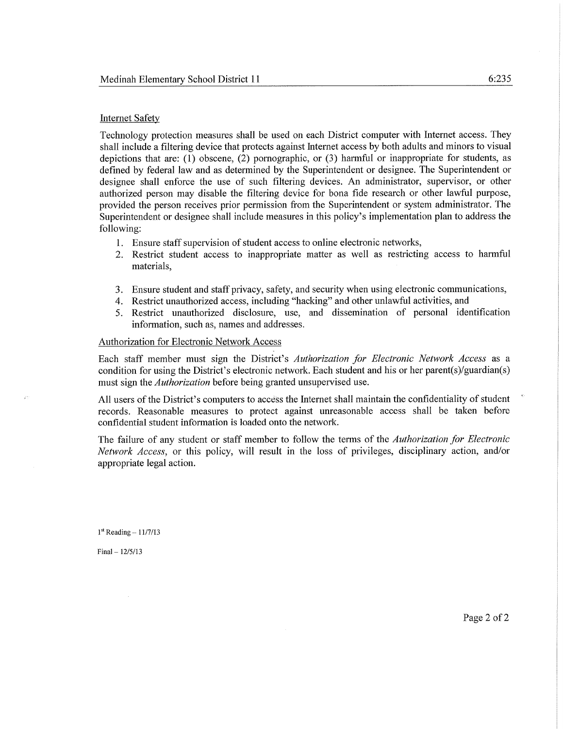## Internet Safety

Technology protection measures shall be used on each District computer with Internet access. They shall include a filtering device that protects against Internet access by both adults and minors to visual depictions that are: (1) obscene, (2) pornographic, or (3) harmful or inappropriate for students, as defined by federal law and as determined by the Superintendent or designee. The Superintendent or designee shall enforce the use of such filtering devices. An administrator, supervisor, or other authorized person may disable the filtering device for bona fide research or other lawful purpose, provided the person receives prior permission from the Superintendent or system administrator. The Superintendent or designee shall include measures in this policy's implementation plan to address the following:

1. Ensure staff supervision of student access to online electronic networks,
2. Restrict student access to inappropriate matter as well as restricting access to harmful materials,
3. Ensure student and staff privacy, safety, and security when using electronic communications,
4. Restrict unauthorized access, including "hacking" and other unlawful activities, and
5. Restrict unauthorized disclosure, use, and dissemination of personal identification information, such as, names and addresses.

## Authorization for Electronic Network Access

Each staff member must sign the District's *Authorization for Electronic Network Access* as a condition for using the District's electronic network. Each student and his or her parent(s)/guardian(s) must sign the *Authorization* before being granted unsupervised use.

All users of the District's computers to access the Internet shall maintain the confidentiality of student records. Reasonable measures to protect against unreasonable access shall be taken before confidential student information is loaded onto the network.

The failure of any student or staff member to follow the terms of the *Authorization for Electronic Network Access*, or this policy, will result in the loss of privileges, disciplinary action, and/or appropriate legal action.

1st Reading – 11/7/13

Final – 12/5/13